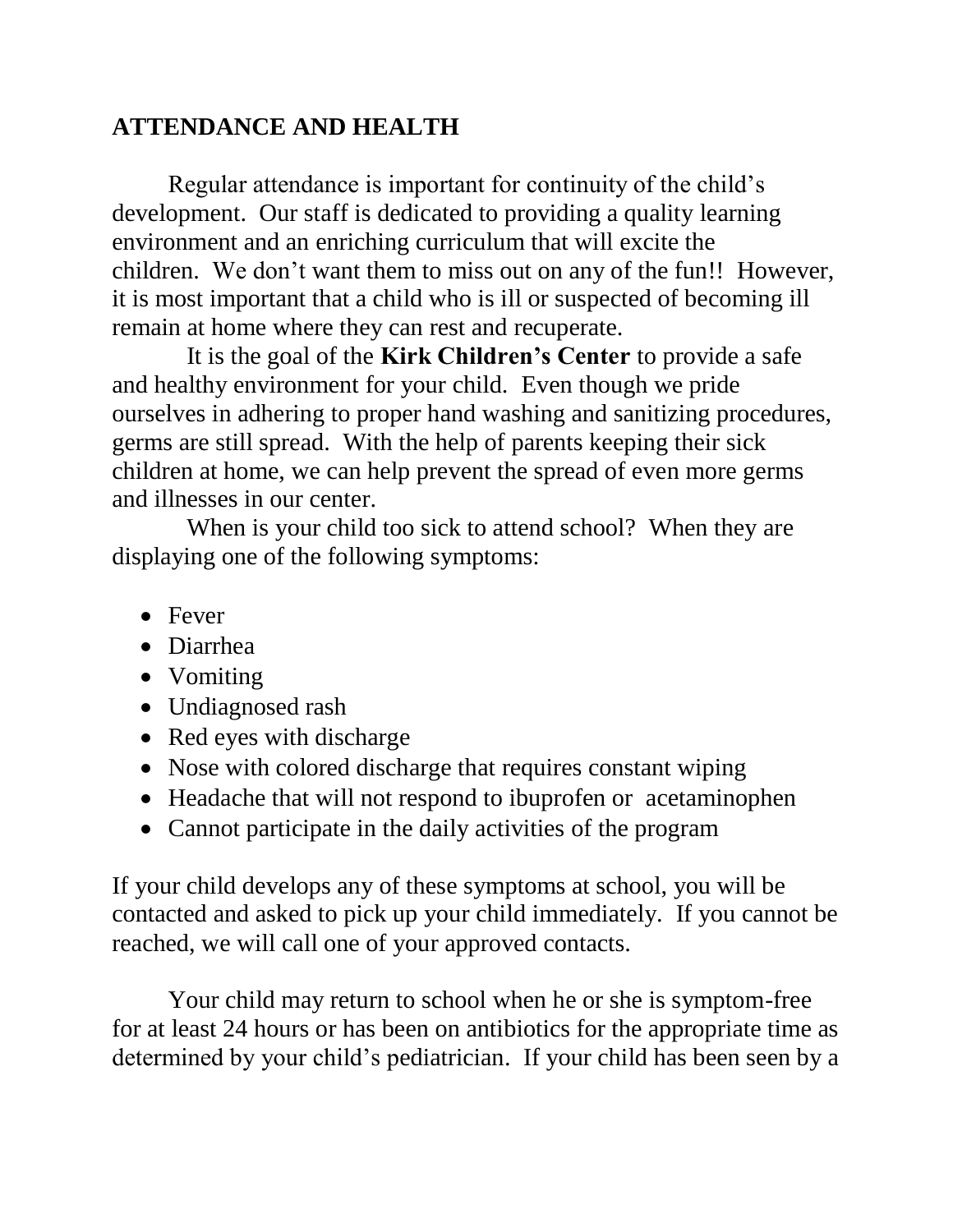## ATTENDANCE AND HEALTH

Regular attendance is important for continuity of the child's development. Our staff is dedicated to providing a quality learning environment and an enriching curriculum that will excite the children. We don't want them to miss out on any of the fun!! However, it is most important that a child who is ill or suspected of becoming ill remain at home where they can rest and recuperate.

It is the goal of the **Kirk Children's Center** to provide a safe and healthy environment for your child. Even though we pride ourselves in adhering to proper hand washing and sanitizing procedures, germs are still spread. With the help of parents keeping their sick children at home, we can help prevent the spread of even more germs and illnesses in our center.

When is your child too sick to attend school? When they are displaying one of the following symptoms:

- Fever
- Diarrhea
- Vomiting
- Undiagnosed rash
- Red eyes with discharge
- Nose with colored discharge that requires constant wiping
- Headache that will not respond to ibuprofen or acetaminophen
- Cannot participate in the daily activities of the program

If your child develops any of these symptoms at school, you will be contacted and asked to pick up your child immediately. If you cannot be reached, we will call one of your approved contacts.

Your child may return to school when he or she is symptom-free for at least 24 hours or has been on antibiotics for the appropriate time as determined by your child's pediatrician. If your child has been seen by a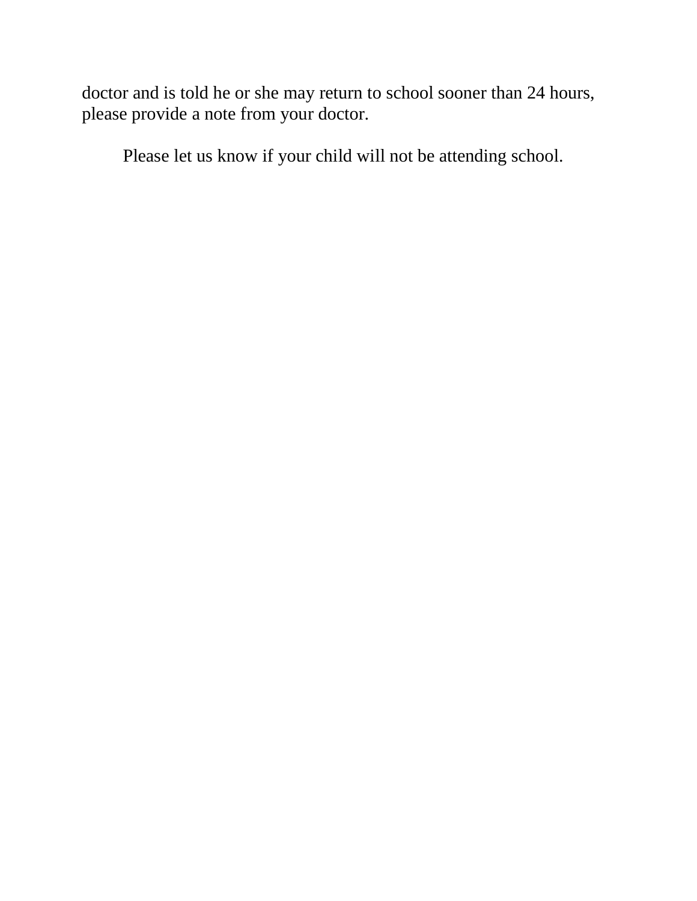doctor and is told he or she may return to school sooner than 24 hours, please provide a note from your doctor.

Please let us know if your child will not be attending school.